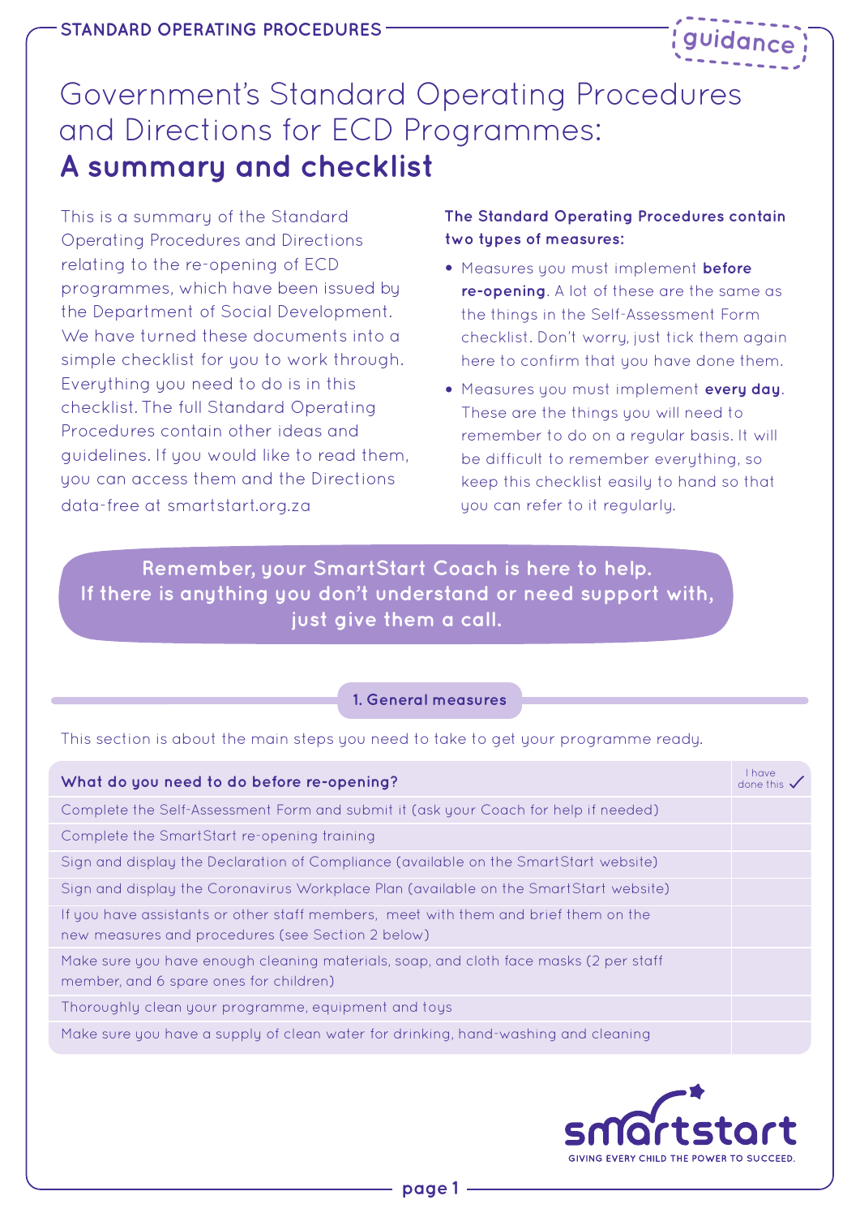STANDARD OPERATING PROCEDURES

guidance

# Government's Standard Operating Procedures and Directions for ECD Programmes: **A summary and checklist**

This is a summary of the Standard Operating Procedures and Directions relating to the re-opening of ECD programmes, which have been issued by the Department of Social Development. We have turned these documents into a simple checklist for you to work through. Everything you need to do is in this checklist. The full Standard Operating Procedures contain other ideas and guidelines. If you would like to read them, you can access them and the Directions data-free at smartstart.org.za

**The Standard Operating Procedures contain two types of measures:**

- Measures you must implement **before re-opening**. A lot of these are the same as the things in the Self-Assessment Form checklist. Don't worry, just tick them again here to confirm that you have done them.
- Measures you must implement **every day**. These are the things you will need to remember to do on a regular basis. It will be difficult to remember everything, so keep this checklist easily to hand so that you can refer to it regularly.

**Remember, your SmartStart Coach is here to help. If there is anything you don't understand or need support with, just give them a call.**

## 1. General measures

This section is about the main steps you need to take to get your programme ready.

| What do you need to do before re-opening? | I have done this ✓ |
|---|---|
| Complete the Self-Assessment Form and submit it (ask your Coach for help if needed) | |
| Complete the SmartStart re-opening training | |
| Sign and display the Declaration of Compliance (available on the SmartStart website) | |
| Sign and display the Coronavirus Workplace Plan (available on the SmartStart website) | |
| If you have assistants or other staff members, meet with them and brief them on the new measures and procedures (see Section 2 below) | |
| Make sure you have enough cleaning materials, soap, and cloth face masks (2 per staff member, and 6 spare ones for children) | |
| Thoroughly clean your programme, equipment and toys | |
| Make sure you have a supply of clean water for drinking, hand-washing and cleaning | |

smartstart
GIVING EVERY CHILD THE POWER TO SUCCEED.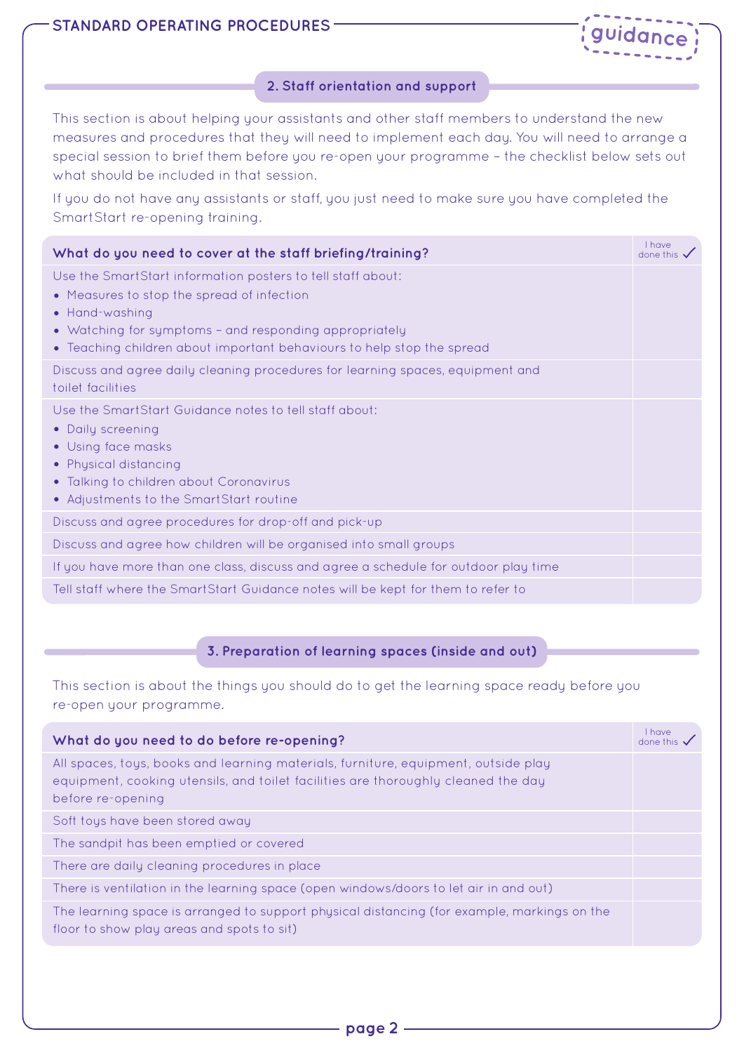## 2. Staff orientation and support

This section is about helping your assistants and other staff members to understand the new measures and procedures that they will need to implement each day. You will need to arrange a special session to brief them before you re-open your programme – the checklist below sets out what should be included in that session.

If you do not have any assistants or staff, you just need to make sure you have completed the SmartStart re-opening training.

| What do you need to cover at the staff briefing/training? | I have done this ✓ |
|---|---|
| Use the SmartStart information posters to tell staff about:<br>• Measures to stop the spread of infection<br>• Hand-washing<br>• Watching for symptoms – and responding appropriately<br>• Teaching children about important behaviours to help stop the spread | |
| Discuss and agree daily cleaning procedures for learning spaces, equipment and toilet facilities | |
| Use the SmartStart Guidance notes to tell staff about:<br>• Daily screening<br>• Using face masks<br>• Physical distancing<br>• Talking to children about Coronavirus<br>• Adjustments to the SmartStart routine | |
| Discuss and agree procedures for drop-off and pick-up | |
| Discuss and agree how children will be organised into small groups | |
| If you have more than one class, discuss and agree a schedule for outdoor play time | |
| Tell staff where the SmartStart Guidance notes will be kept for them to refer to | |

## 3. Preparation of learning spaces (inside and out)

This section is about the things you should do to get the learning space ready before you re-open your programme.

| What do you need to do before re-opening? | I have done this ✓ |
|---|---|
| All spaces, toys, books and learning materials, furniture, equipment, outside play equipment, cooking utensils, and toilet facilities are thoroughly cleaned the day before re-opening | |
| Soft toys have been stored away | |
| The sandpit has been emptied or covered | |
| There are daily cleaning procedures in place | |
| There is ventilation in the learning space (open windows/doors to let air in and out) | |
| The learning space is arranged to support physical distancing (for example, markings on the floor to show play areas and spots to sit) | |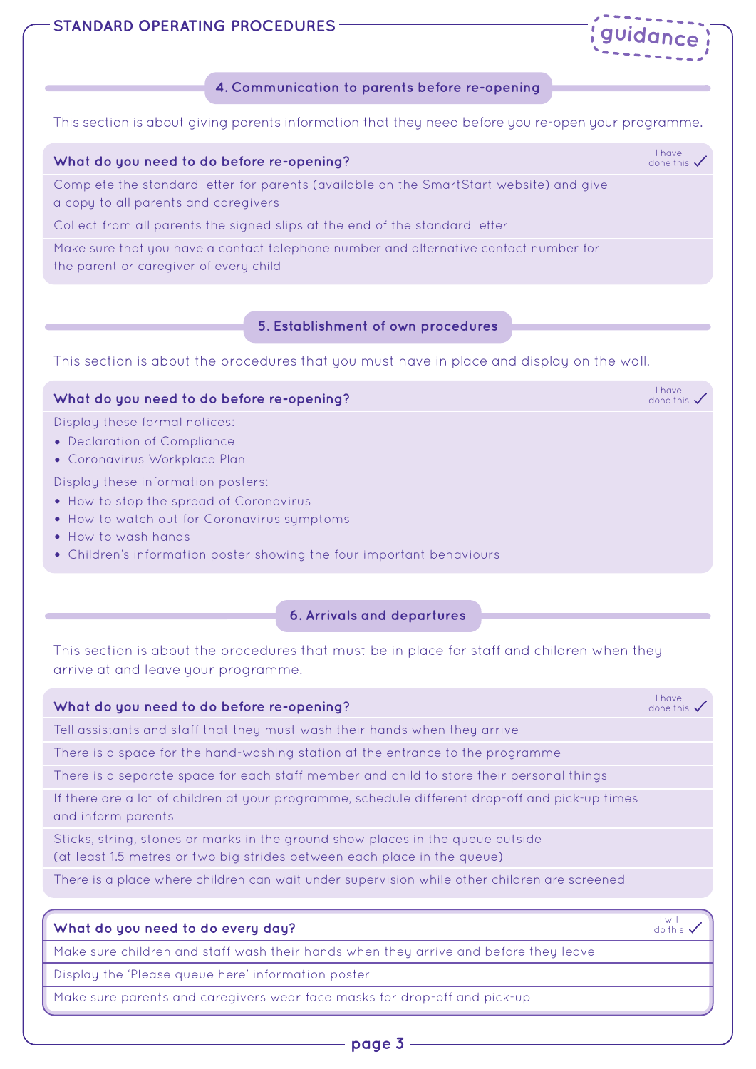STANDARD OPERATING PROCEDURES

guidance

## 4. Communication to parents before re-opening

This section is about giving parents information that they need before you re-open your programme.

| What do you need to do before re-opening? | I have done this ✓ |
| --- | --- |
| Complete the standard letter for parents (available on the SmartStart website) and give a copy to all parents and caregivers | |
| Collect from all parents the signed slips at the end of the standard letter | |
| Make sure that you have a contact telephone number and alternative contact number for the parent or caregiver of every child | |

## 5. Establishment of own procedures

This section is about the procedures that you must have in place and display on the wall.

| What do you need to do before re-opening? | I have done this ✓ |
| --- | --- |
| Display these formal notices:<br>• Declaration of Compliance<br>• Coronavirus Workplace Plan | |
| Display these information posters:<br>• How to stop the spread of Coronavirus<br>• How to watch out for Coronavirus symptoms<br>• How to wash hands<br>• Children's information poster showing the four important behaviours | |

## 6. Arrivals and departures

This section is about the procedures that must be in place for staff and children when they arrive at and leave your programme.

| What do you need to do before re-opening? | I have done this ✓ |
| --- | --- |
| Tell assistants and staff that they must wash their hands when they arrive | |
| There is a space for the hand-washing station at the entrance to the programme | |
| There is a separate space for each staff member and child to store their personal things | |
| If there are a lot of children at your programme, schedule different drop-off and pick-up times and inform parents | |
| Sticks, string, stones or marks in the ground show places in the queue outside (at least 1.5 metres or two big strides between each place in the queue) | |
| There is a place where children can wait under supervision while other children are screened | |

| What do you need to do every day? | I will do this ✓ |
| --- | --- |
| Make sure children and staff wash their hands when they arrive and before they leave | |
| Display the 'Please queue here' information poster | |
| Make sure parents and caregivers wear face masks for drop-off and pick-up | |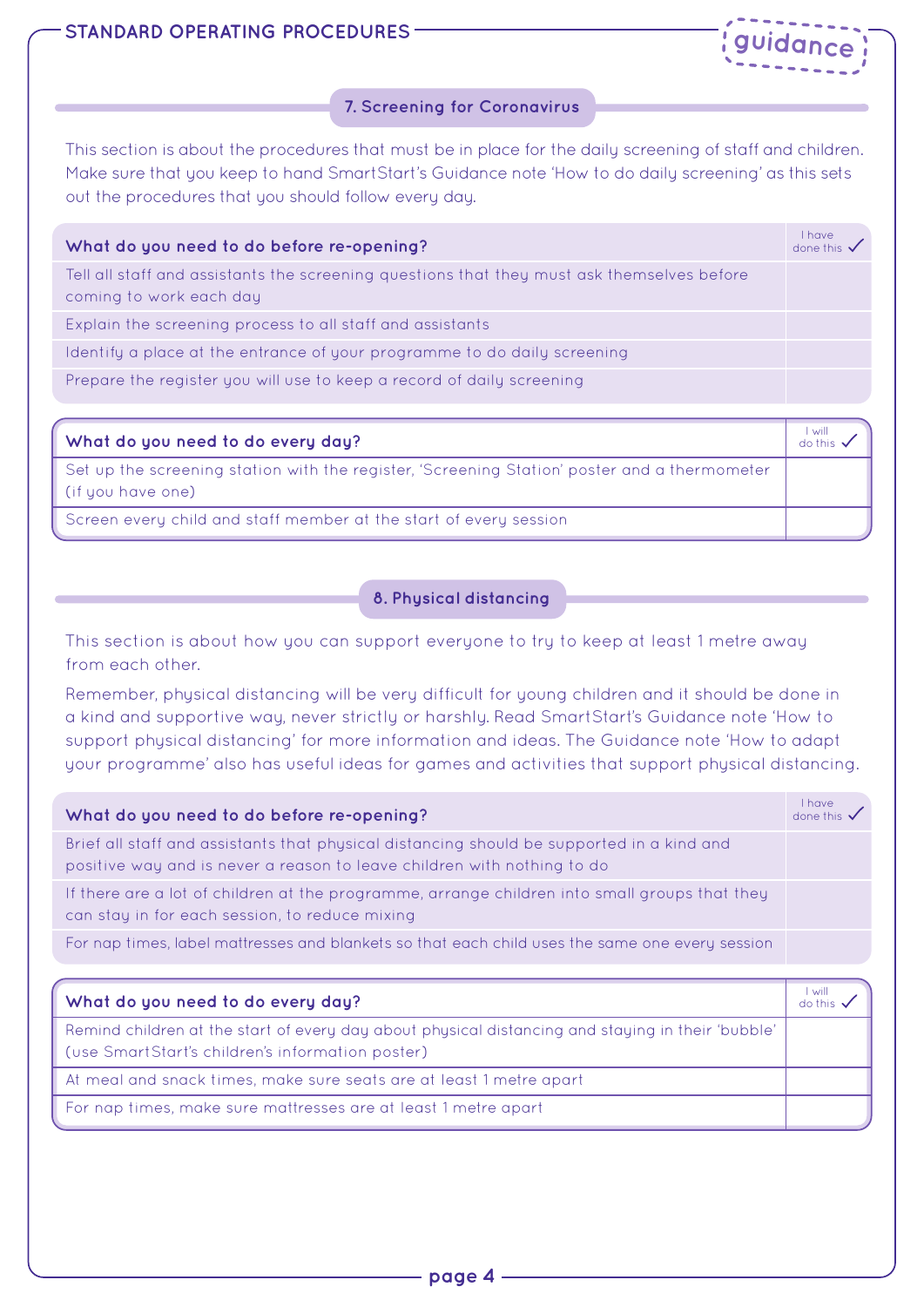# STANDARD OPERATING PROCEDURES

## 7. Screening for Coronavirus

This section is about the procedures that must be in place for the daily screening of staff and children. Make sure that you keep to hand SmartStart's Guidance note 'How to do daily screening' as this sets out the procedures that you should follow every day.

| What do you need to do before re-opening? | I have done this ✓ |
| --- | --- |
| Tell all staff and assistants the screening questions that they must ask themselves before coming to work each day | |
| Explain the screening process to all staff and assistants | |
| Identify a place at the entrance of your programme to do daily screening | |
| Prepare the register you will use to keep a record of daily screening | |

| What do you need to do every day? | I will do this ✓ |
| --- | --- |
| Set up the screening station with the register, 'Screening Station' poster and a thermometer (if you have one) | |
| Screen every child and staff member at the start of every session | |

## 8. Physical distancing

This section is about how you can support everyone to try to keep at least 1 metre away from each other.

Remember, physical distancing will be very difficult for young children and it should be done in a kind and supportive way, never strictly or harshly. Read SmartStart's Guidance note 'How to support physical distancing' for more information and ideas. The Guidance note 'How to adapt your programme' also has useful ideas for games and activities that support physical distancing.

| What do you need to do before re-opening? | I have done this ✓ |
| --- | --- |
| Brief all staff and assistants that physical distancing should be supported in a kind and positive way and is never a reason to leave children with nothing to do | |
| If there are a lot of children at the programme, arrange children into small groups that they can stay in for each session, to reduce mixing | |
| For nap times, label mattresses and blankets so that each child uses the same one every session | |

| What do you need to do every day? | I will do this ✓ |
| --- | --- |
| Remind children at the start of every day about physical distancing and staying in their 'bubble' (use SmartStart's children's information poster) | |
| At meal and snack times, make sure seats are at least 1 metre apart | |
| For nap times, make sure mattresses are at least 1 metre apart | |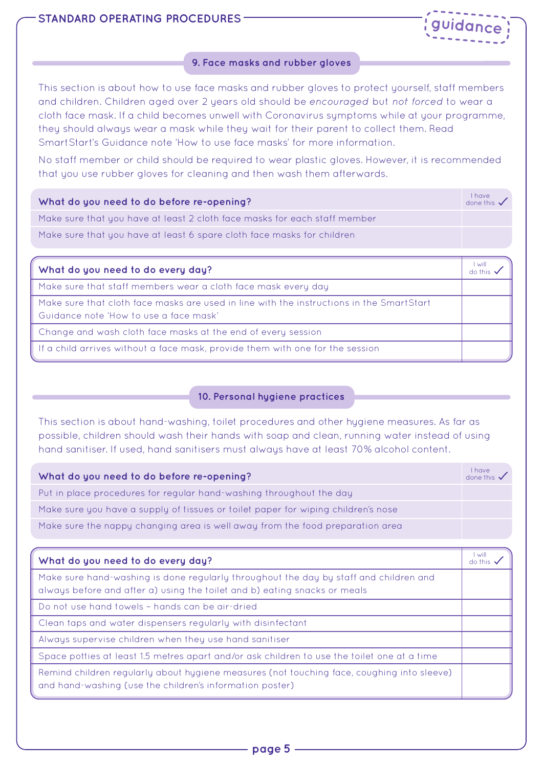## 9. Face masks and rubber gloves

This section is about how to use face masks and rubber gloves to protect yourself, staff members and children. Children aged over 2 years old should be *encouraged* but *not forced* to wear a cloth face mask. If a child becomes unwell with Coronavirus symptoms while at your programme, they should always wear a mask while they wait for their parent to collect them. Read SmartStart's Guidance note 'How to use face masks' for more information.

No staff member or child should be required to wear plastic gloves. However, it is recommended that you use rubber gloves for cleaning and then wash them afterwards.

| What do you need to do before re-opening? | I have done this ✓ |
|---|---|
| Make sure that you have at least 2 cloth face masks for each staff member | |
| Make sure that you have at least 6 spare cloth face masks for children | |

| What do you need to do every day? | I will do this ✓ |
|---|---|
| Make sure that staff members wear a cloth face mask every day | |
| Make sure that cloth face masks are used in line with the instructions in the SmartStart Guidance note 'How to use a face mask' | |
| Change and wash cloth face masks at the end of every session | |
| If a child arrives without a face mask, provide them with one for the session | |

## 10. Personal hygiene practices

This section is about hand-washing, toilet procedures and other hygiene measures. As far as possible, children should wash their hands with soap and clean, running water instead of using hand sanitiser. If used, hand sanitisers must always have at least 70% alcohol content.

| What do you need to do before re-opening? | I have done this ✓ |
|---|---|
| Put in place procedures for regular hand-washing throughout the day | |
| Make sure you have a supply of tissues or toilet paper for wiping children's nose | |
| Make sure the nappy changing area is well away from the food preparation area | |

| What do you need to do every day? | I will do this ✓ |
|---|---|
| Make sure hand-washing is done regularly throughout the day by staff and children and always before and after a) using the toilet and b) eating snacks or meals | |
| Do not use hand towels – hands can be air-dried | |
| Clean taps and water dispensers regularly with disinfectant | |
| Always supervise children when they use hand sanitiser | |
| Space potties at least 1.5 metres apart and/or ask children to use the toilet one at a time | |
| Remind children regularly about hygiene measures (not touching face, coughing into sleeve) and hand-washing (use the children's information poster) | |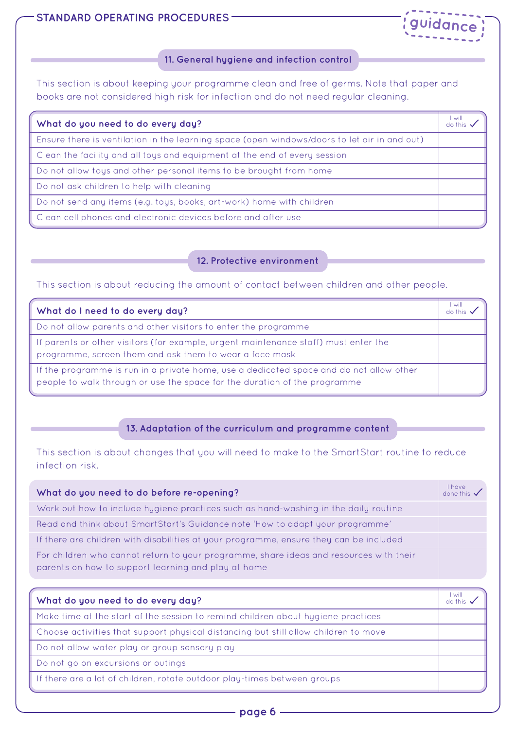STANDARD OPERATING PROCEDURES

guidance

## 11. General hygiene and infection control

This section is about keeping your programme clean and free of germs. Note that paper and books are not considered high risk for infection and do not need regular cleaning.

| What do you need to do every day? | I will do this ✓ |
|---|---|
| Ensure there is ventilation in the learning space (open windows/doors to let air in and out) | |
| Clean the facility and all toys and equipment at the end of every session | |
| Do not allow toys and other personal items to be brought from home | |
| Do not ask children to help with cleaning | |
| Do not send any items (e.g. toys, books, art-work) home with children | |
| Clean cell phones and electronic devices before and after use | |

## 12. Protective environment

This section is about reducing the amount of contact between children and other people.

| What do I need to do every day? | I will do this ✓ |
|---|---|
| Do not allow parents and other visitors to enter the programme | |
| If parents or other visitors (for example, urgent maintenance staff) must enter the programme, screen them and ask them to wear a face mask | |
| If the programme is run in a private home, use a dedicated space and do not allow other people to walk through or use the space for the duration of the programme | |

## 13. Adaptation of the curriculum and programme content

This section is about changes that you will need to make to the SmartStart routine to reduce infection risk.

| What do you need to do before re-opening? | I have done this ✓ |
|---|---|
| Work out how to include hygiene practices such as hand-washing in the daily routine | |
| Read and think about SmartStart's Guidance note 'How to adapt your programme' | |
| If there are children with disabilities at your programme, ensure they can be included | |
| For children who cannot return to your programme, share ideas and resources with their parents on how to support learning and play at home | |

| What do you need to do every day? | I will do this ✓ |
|---|---|
| Make time at the start of the session to remind children about hygiene practices | |
| Choose activities that support physical distancing but still allow children to move | |
| Do not allow water play or group sensory play | |
| Do not go on excursions or outings | |
| If there are a lot of children, rotate outdoor play-times between groups | |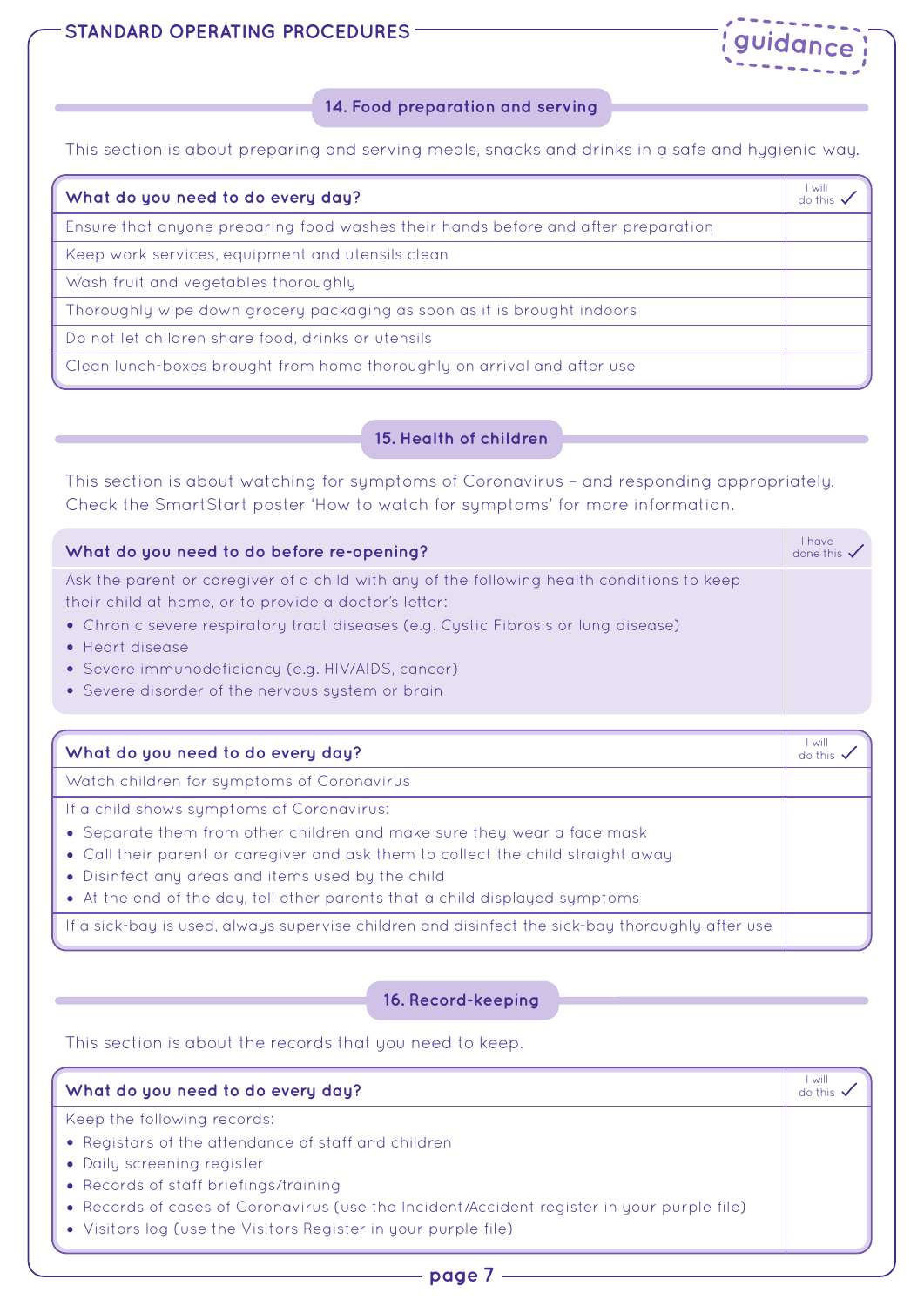STANDARD OPERATING PROCEDURES

guidance

## 14. Food preparation and serving

This section is about preparing and serving meals, snacks and drinks in a safe and hygienic way.

| What do you need to do every day? | I will do this ✓ |
|---|---|
| Ensure that anyone preparing food washes their hands before and after preparation | |
| Keep work services, equipment and utensils clean | |
| Wash fruit and vegetables thoroughly | |
| Thoroughly wipe down grocery packaging as soon as it is brought indoors | |
| Do not let children share food, drinks or utensils | |
| Clean lunch-boxes brought from home thoroughly on arrival and after use | |

## 15. Health of children

This section is about watching for symptoms of Coronavirus – and responding appropriately. Check the SmartStart poster 'How to watch for symptoms' for more information.

| What do you need to do before re-opening? | I have done this ✓ |
|---|---|
| Ask the parent or caregiver of a child with any of the following health conditions to keep their child at home, or to provide a doctor's letter:<br>• Chronic severe respiratory tract diseases (e.g. Cystic Fibrosis or lung disease)<br>• Heart disease<br>• Severe immunodeficiency (e.g. HIV/AIDS, cancer)<br>• Severe disorder of the nervous system or brain | |

| What do you need to do every day? | I will do this ✓ |
|---|---|
| Watch children for symptoms of Coronavirus | |
| If a child shows symptoms of Coronavirus:<br>• Separate them from other children and make sure they wear a face mask<br>• Call their parent or caregiver and ask them to collect the child straight away<br>• Disinfect any areas and items used by the child<br>• At the end of the day, tell other parents that a child displayed symptoms | |
| If a sick-bay is used, always supervise children and disinfect the sick-bay thoroughly after use | |

## 16. Record-keeping

This section is about the records that you need to keep.

| What do you need to do every day? | I will do this ✓ |
|---|---|
| Keep the following records:<br>• Registars of the attendance of staff and children<br>• Daily screening register<br>• Records of staff briefings/training<br>• Records of cases of Coronavirus (use the Incident/Accident register in your purple file)<br>• Visitors log (use the Visitors Register in your purple file) | |